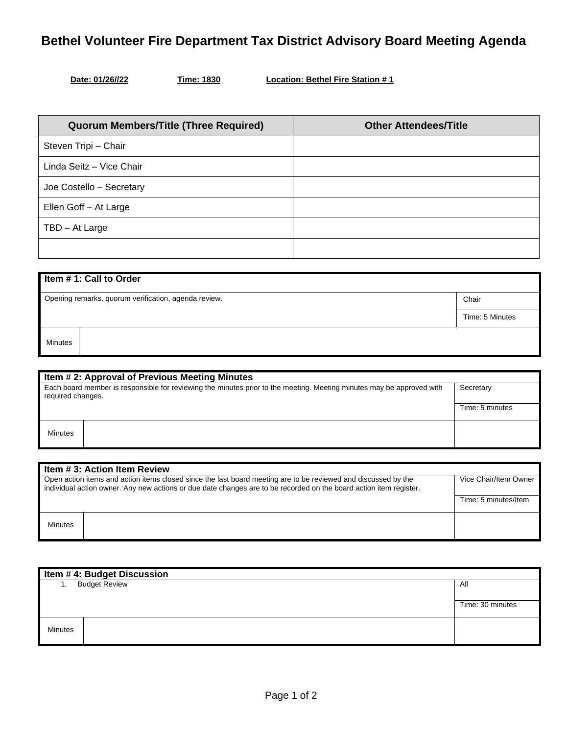# Bethel Volunteer Fire Department Tax District Advisory Board Meeting Agenda

**Date: 01/26//22** **Time: 1830** **Location: Bethel Fire Station # 1**

| Quorum Members/Title (Three Required) | Other Attendees/Title |
|---|---|
| Steven Tripi – Chair | |
| Linda Seitz – Vice Chair | |
| Joe Costello – Secretary | |
| Ellen Goff – At Large | |
| TBD – At Large | |
| | |

| **Item # 1: Call to Order** | | |
|---|---|---|
| Opening remarks, quorum verification, agenda review. | | Chair |
| | | Time: 5 Minutes |
| Minutes | | |

| **Item # 2: Approval of Previous Meeting Minutes** | | |
|---|---|---|
| Each board member is responsible for reviewing the minutes prior to the meeting. Meeting minutes may be approved with required changes. | | Secretary |
| | | Time: 5 minutes |
| Minutes | | |

| **Item # 3: Action Item Review** | | |
|---|---|---|
| Open action items and action items closed since the last board meeting are to be reviewed and discussed by the individual action owner. Any new actions or due date changes are to be recorded on the board action item register. | | Vice Chair/Item Owner |
| | | Time: 5 minutes/Item |
| Minutes | | |

| **Item # 4: Budget Discussion** | | |
|---|---|---|
| 1. Budget Review | | All |
| | | Time: 30 minutes |
| Minutes | | |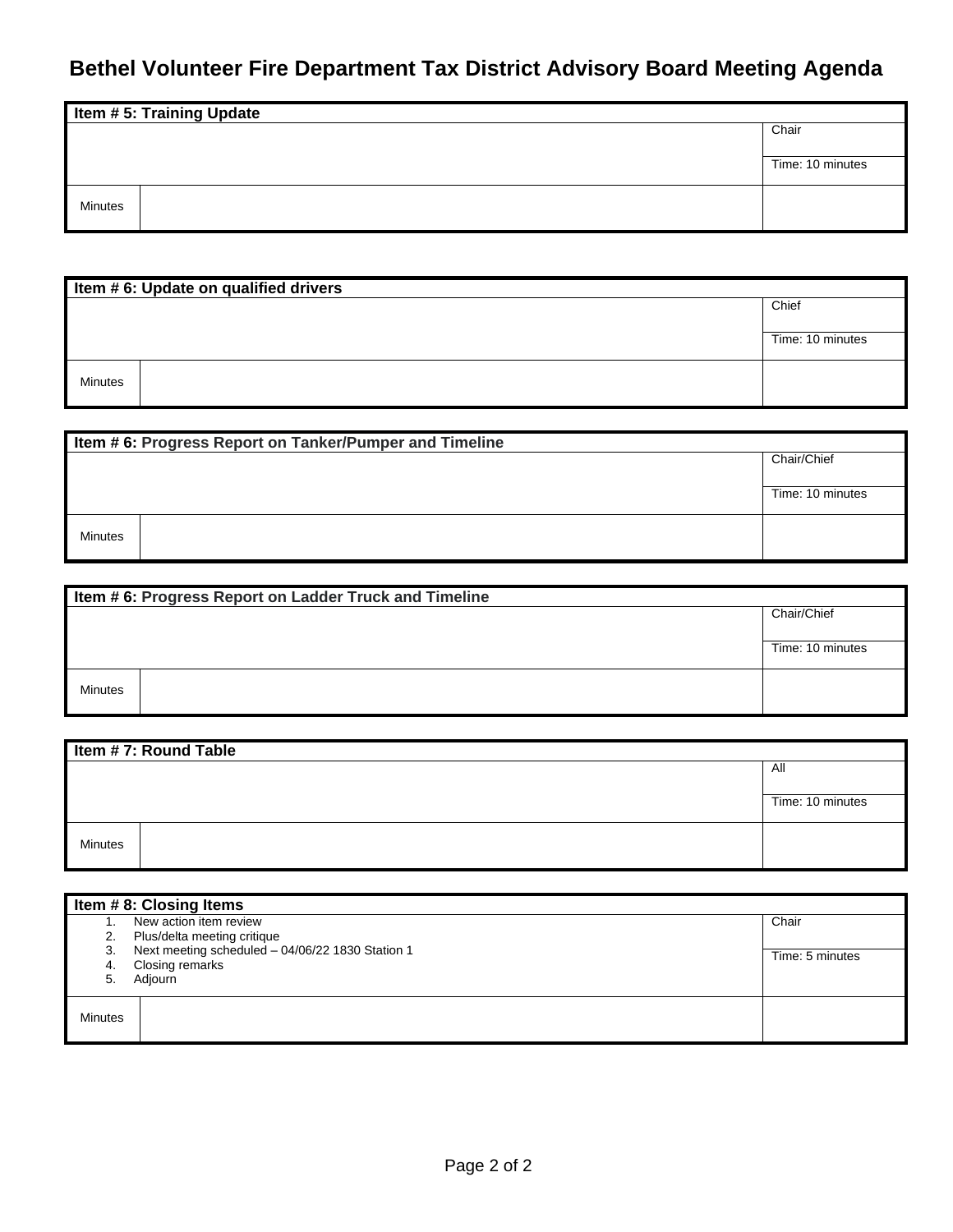# Bethel Volunteer Fire Department Tax District Advisory Board Meeting Agenda

| Item # 5: Training Update | | |
|---|---|---|
| | | Chair |
| | | Time: 10 minutes |
| Minutes | | |

| Item # 6: Update on qualified drivers | | |
|---|---|---|
| | | Chief |
| | | Time: 10 minutes |
| Minutes | | |

| Item # 6: Progress Report on Tanker/Pumper and Timeline | | |
|---|---|---|
| | | Chair/Chief |
| | | Time: 10 minutes |
| Minutes | | |

| Item # 6: Progress Report on Ladder Truck and Timeline | | |
|---|---|---|
| | | Chair/Chief |
| | | Time: 10 minutes |
| Minutes | | |

| Item # 7: Round Table | | |
|---|---|---|
| | | All |
| | | Time: 10 minutes |
| Minutes | | |

| Item # 8: Closing Items | | |
|---|---|---|
| 1. New action item review<br>2. Plus/delta meeting critique<br>3. Next meeting scheduled – 04/06/22 1830 Station 1<br>4. Closing remarks<br>5. Adjourn | | Chair<br>Time: 5 minutes |
| Minutes | | |